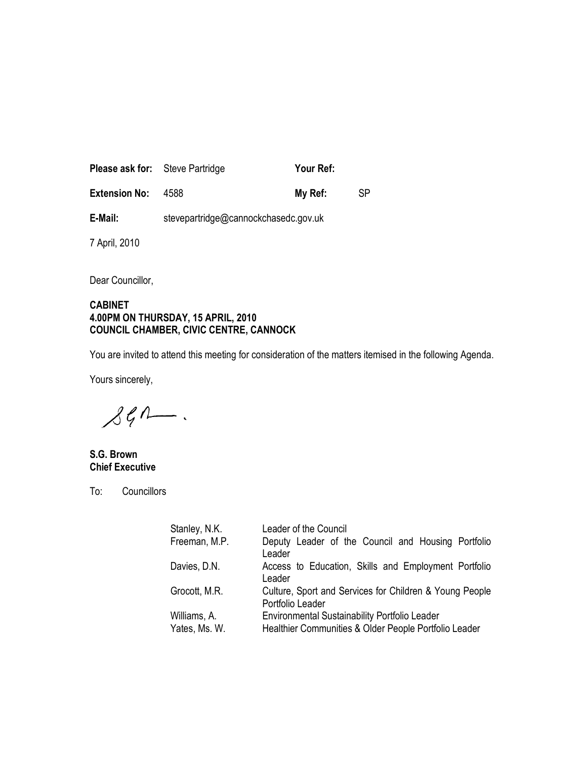| | | | |
|---|---|---|---|
| **Please ask for:** | Steve Partridge | **Your Ref:** | |
| **Extension No:** | 4588 | **My Ref:** | SP |
| **E-Mail:** | stevepartridge@cannockchasedc.gov.uk | | |

7 April, 2010

Dear Councillor,

**CABINET**
**4.00PM ON THURSDAY, 15 APRIL, 2010**
**COUNCIL CHAMBER, CIVIC CENTRE, CANNOCK**

You are invited to attend this meeting for consideration of the matters itemised in the following Agenda.

Yours sincerely,

**S.G. Brown**
**Chief Executive**

To: Councillors

| | |
|---|---|
| Stanley, N.K. | Leader of the Council |
| Freeman, M.P. | Deputy Leader of the Council and Housing Portfolio Leader |
| Davies, D.N. | Access to Education, Skills and Employment Portfolio Leader |
| Grocott, M.R. | Culture, Sport and Services for Children & Young People Portfolio Leader |
| Williams, A. | Environmental Sustainability Portfolio Leader |
| Yates, Ms. W. | Healthier Communities & Older People Portfolio Leader |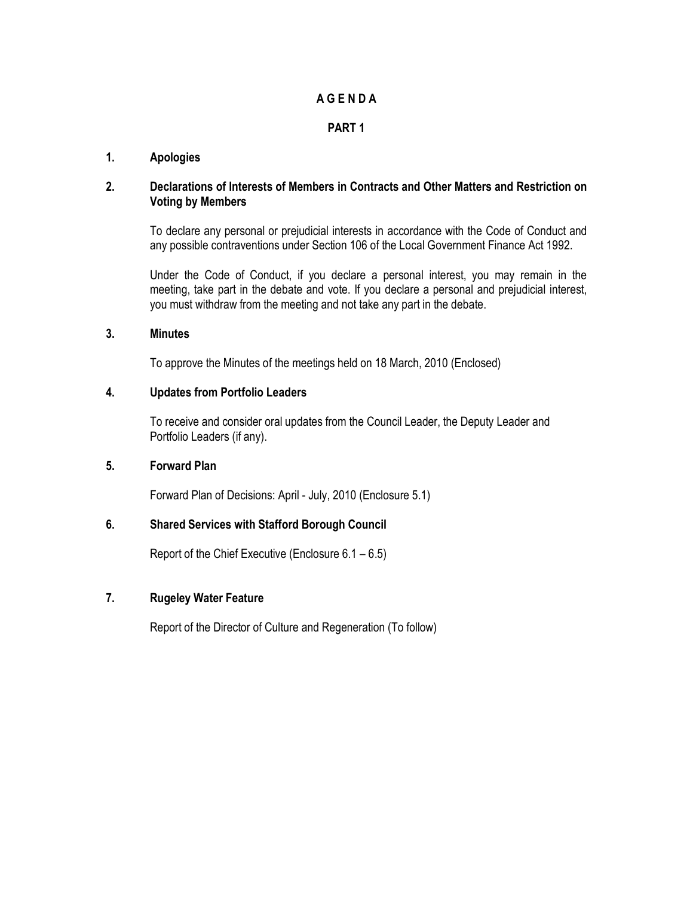# A G E N D A

## PART 1

**1. Apologies**

**2. Declarations of Interests of Members in Contracts and Other Matters and Restriction on Voting by Members**

To declare any personal or prejudicial interests in accordance with the Code of Conduct and any possible contraventions under Section 106 of the Local Government Finance Act 1992.

Under the Code of Conduct, if you declare a personal interest, you may remain in the meeting, take part in the debate and vote. If you declare a personal and prejudicial interest, you must withdraw from the meeting and not take any part in the debate.

**3. Minutes**

To approve the Minutes of the meetings held on 18 March, 2010 (Enclosed)

**4. Updates from Portfolio Leaders**

To receive and consider oral updates from the Council Leader, the Deputy Leader and Portfolio Leaders (if any).

**5. Forward Plan**

Forward Plan of Decisions: April - July, 2010 (Enclosure 5.1)

**6. Shared Services with Stafford Borough Council**

Report of the Chief Executive (Enclosure 6.1 – 6.5)

**7. Rugeley Water Feature**

Report of the Director of Culture and Regeneration (To follow)